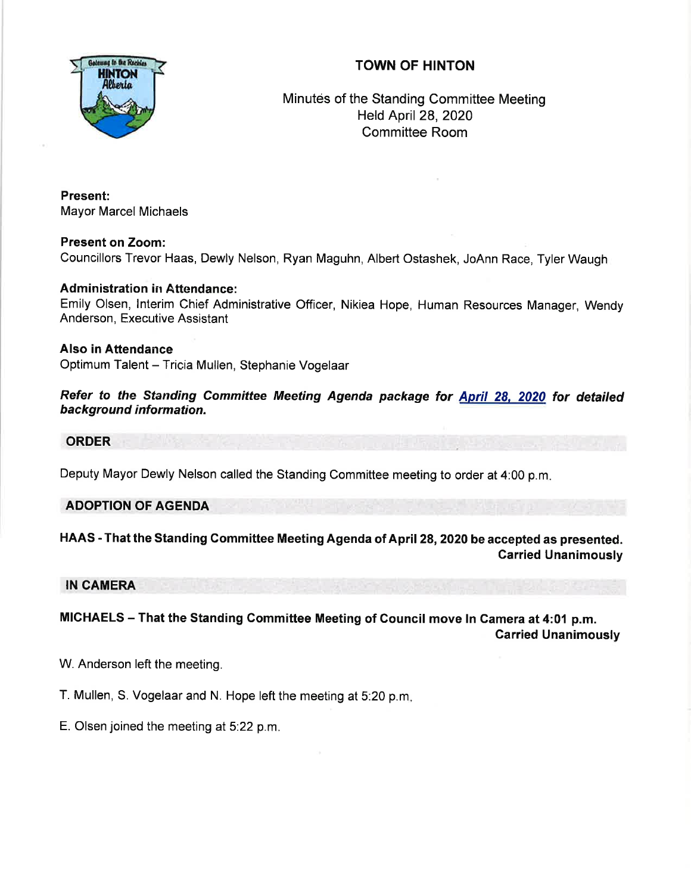# TOWN OF HINTON

Minutes of the Standing Committee Meeting
Held April 28, 2020
Committee Room

**Present:**
Mayor Marcel Michaels

**Present on Zoom:**
Councillors Trevor Haas, Dewly Nelson, Ryan Maguhn, Albert Ostashek, JoAnn Race, Tyler Waugh

**Administration in Attendance:**
Emily Olsen, Interim Chief Administrative Officer, Nikiea Hope, Human Resources Manager, Wendy Anderson, Executive Assistant

**Also in Attendance**
Optimum Talent – Tricia Mullen, Stephanie Vogelaar

***Refer to the Standing Committee Meeting Agenda package for April 28, 2020 for detailed background information.***

## ORDER

Deputy Mayor Dewly Nelson called the Standing Committee meeting to order at 4:00 p.m.

## ADOPTION OF AGENDA

**HAAS - That the Standing Committee Meeting Agenda of April 28, 2020 be accepted as presented.**
**Carried Unanimously**

## IN CAMERA

**MICHAELS – That the Standing Committee Meeting of Council move In Camera at 4:01 p.m.**
**Carried Unanimously**

W. Anderson left the meeting.

T. Mullen, S. Vogelaar and N. Hope left the meeting at 5:20 p.m.

E. Olsen joined the meeting at 5:22 p.m.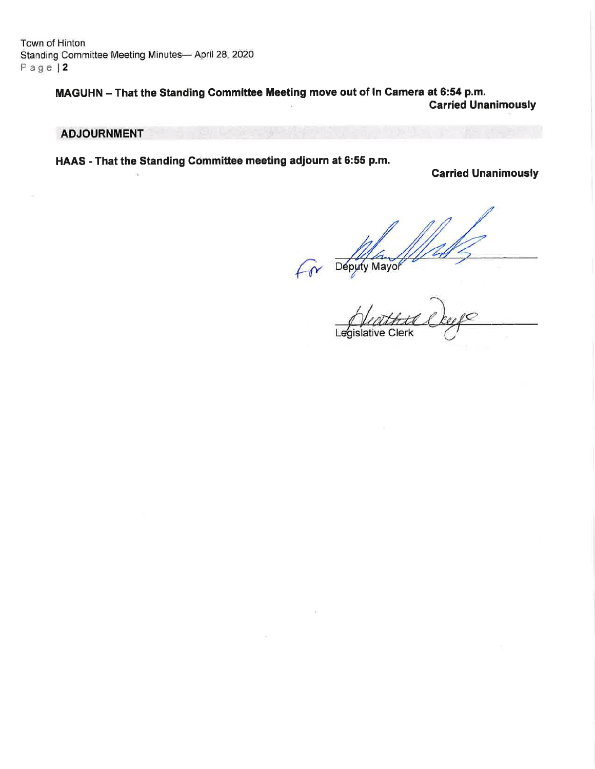**MAGUHN – That the Standing Committee Meeting move out of In Camera at 6:54 p.m.**
**Carried Unanimously**

## ADJOURNMENT

**HAAS - That the Standing Committee meeting adjourn at 6:55 p.m.**
**Carried Unanimously**

For Deputy Mayor

Legislative Clerk